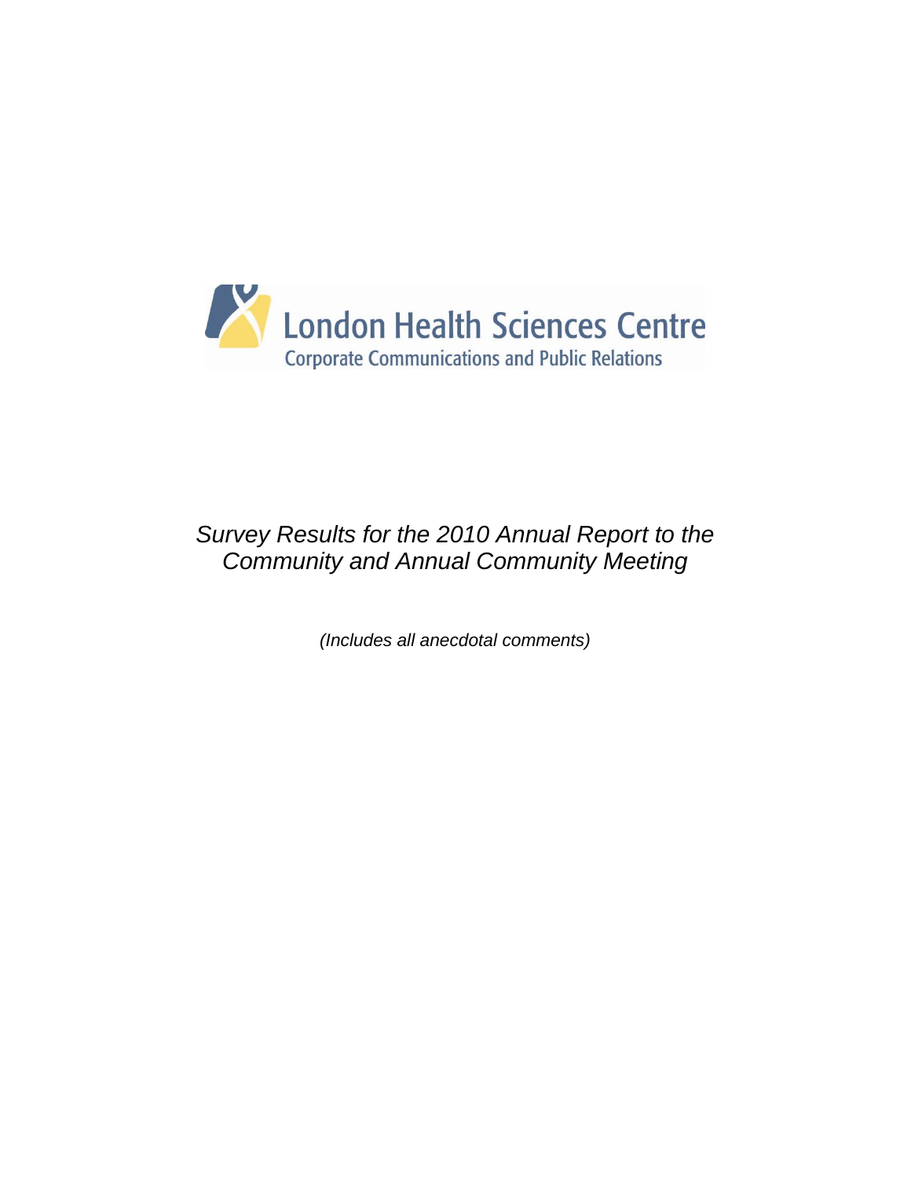London Health Sciences Centre

Corporate Communications and Public Relations

*Survey Results for the 2010 Annual Report to the Community and Annual Community Meeting*

*(Includes all anecdotal comments)*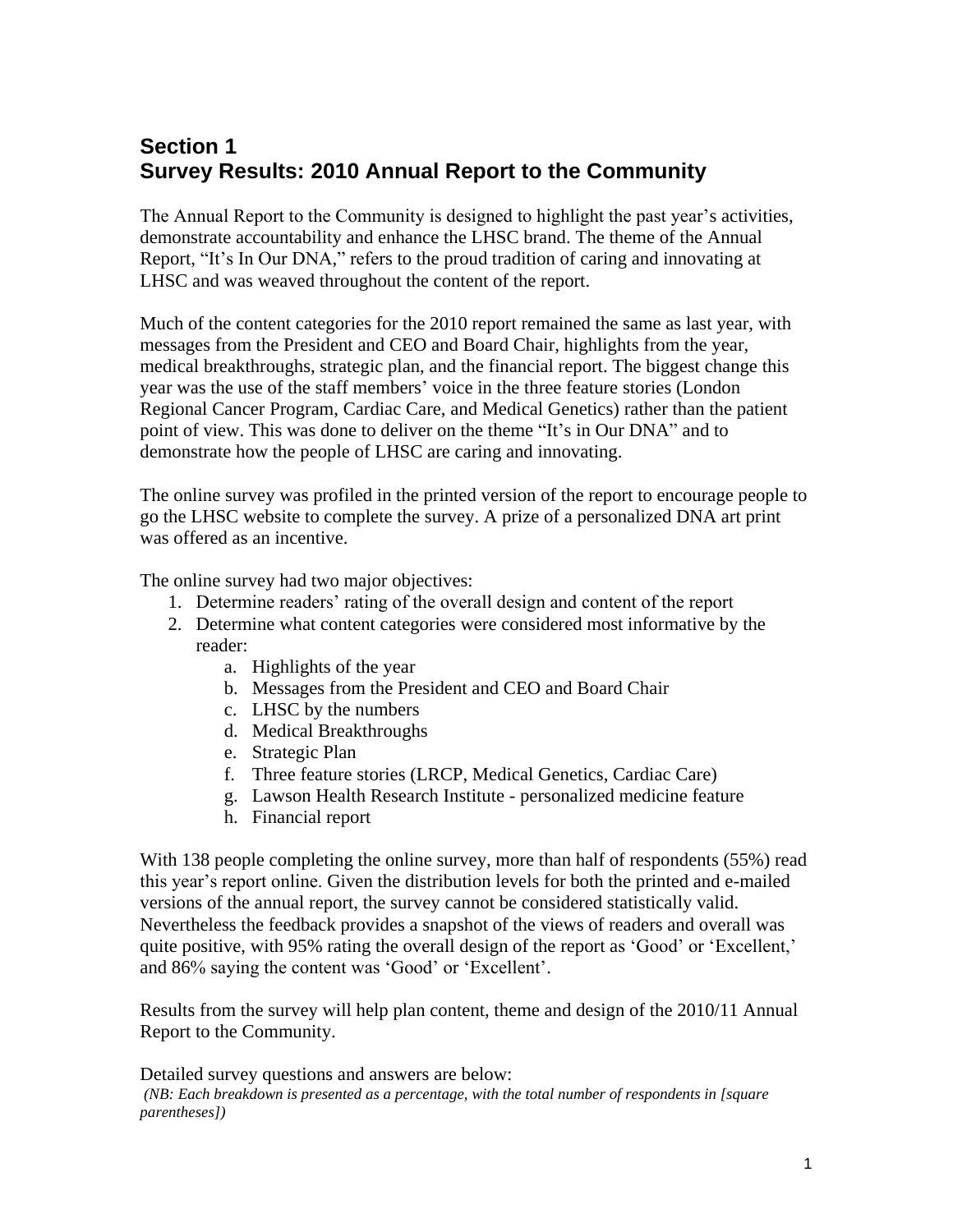# Section 1
# Survey Results: 2010 Annual Report to the Community

The Annual Report to the Community is designed to highlight the past year's activities, demonstrate accountability and enhance the LHSC brand. The theme of the Annual Report, "It's In Our DNA," refers to the proud tradition of caring and innovating at LHSC and was weaved throughout the content of the report.

Much of the content categories for the 2010 report remained the same as last year, with messages from the President and CEO and Board Chair, highlights from the year, medical breakthroughs, strategic plan, and the financial report. The biggest change this year was the use of the staff members' voice in the three feature stories (London Regional Cancer Program, Cardiac Care, and Medical Genetics) rather than the patient point of view. This was done to deliver on the theme "It's in Our DNA" and to demonstrate how the people of LHSC are caring and innovating.

The online survey was profiled in the printed version of the report to encourage people to go the LHSC website to complete the survey. A prize of a personalized DNA art print was offered as an incentive.

The online survey had two major objectives:

1. Determine readers' rating of the overall design and content of the report
2. Determine what content categories were considered most informative by the reader:
   a. Highlights of the year
   b. Messages from the President and CEO and Board Chair
   c. LHSC by the numbers
   d. Medical Breakthroughs
   e. Strategic Plan
   f. Three feature stories (LRCP, Medical Genetics, Cardiac Care)
   g. Lawson Health Research Institute - personalized medicine feature
   h. Financial report

With 138 people completing the online survey, more than half of respondents (55%) read this year's report online. Given the distribution levels for both the printed and e-mailed versions of the annual report, the survey cannot be considered statistically valid. Nevertheless the feedback provides a snapshot of the views of readers and overall was quite positive, with 95% rating the overall design of the report as 'Good' or 'Excellent,' and 86% saying the content was 'Good' or 'Excellent'.

Results from the survey will help plan content, theme and design of the 2010/11 Annual Report to the Community.

Detailed survey questions and answers are below:

*(NB: Each breakdown is presented as a percentage, with the total number of respondents in [square parentheses])*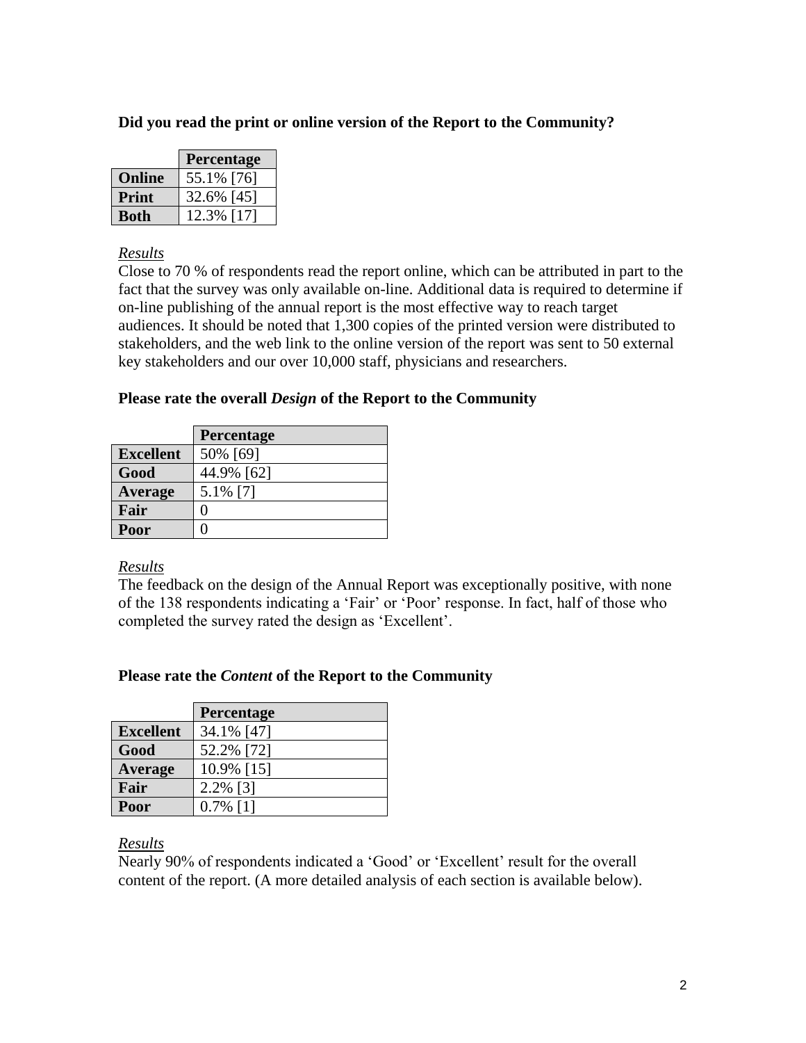**Did you read the print or online version of the Report to the Community?**

| | Percentage |
|---|---|
| **Online** | 55.1% [76] |
| **Print** | 32.6% [45] |
| **Both** | 12.3% [17] |

*Results*

Close to 70 % of respondents read the report online, which can be attributed in part to the fact that the survey was only available on-line. Additional data is required to determine if on-line publishing of the annual report is the most effective way to reach target audiences. It should be noted that 1,300 copies of the printed version were distributed to stakeholders, and the web link to the online version of the report was sent to 50 external key stakeholders and our over 10,000 staff, physicians and researchers.

**Please rate the overall *Design* of the Report to the Community**

| | Percentage |
|---|---|
| **Excellent** | 50% [69] |
| **Good** | 44.9% [62] |
| **Average** | 5.1% [7] |
| **Fair** | 0 |
| **Poor** | 0 |

*Results*

The feedback on the design of the Annual Report was exceptionally positive, with none of the 138 respondents indicating a 'Fair' or 'Poor' response. In fact, half of those who completed the survey rated the design as 'Excellent'.

**Please rate the *Content* of the Report to the Community**

| | Percentage |
|---|---|
| **Excellent** | 34.1% [47] |
| **Good** | 52.2% [72] |
| **Average** | 10.9% [15] |
| **Fair** | 2.2% [3] |
| **Poor** | 0.7% [1] |

*Results*

Nearly 90% of respondents indicated a 'Good' or 'Excellent' result for the overall content of the report. (A more detailed analysis of each section is available below).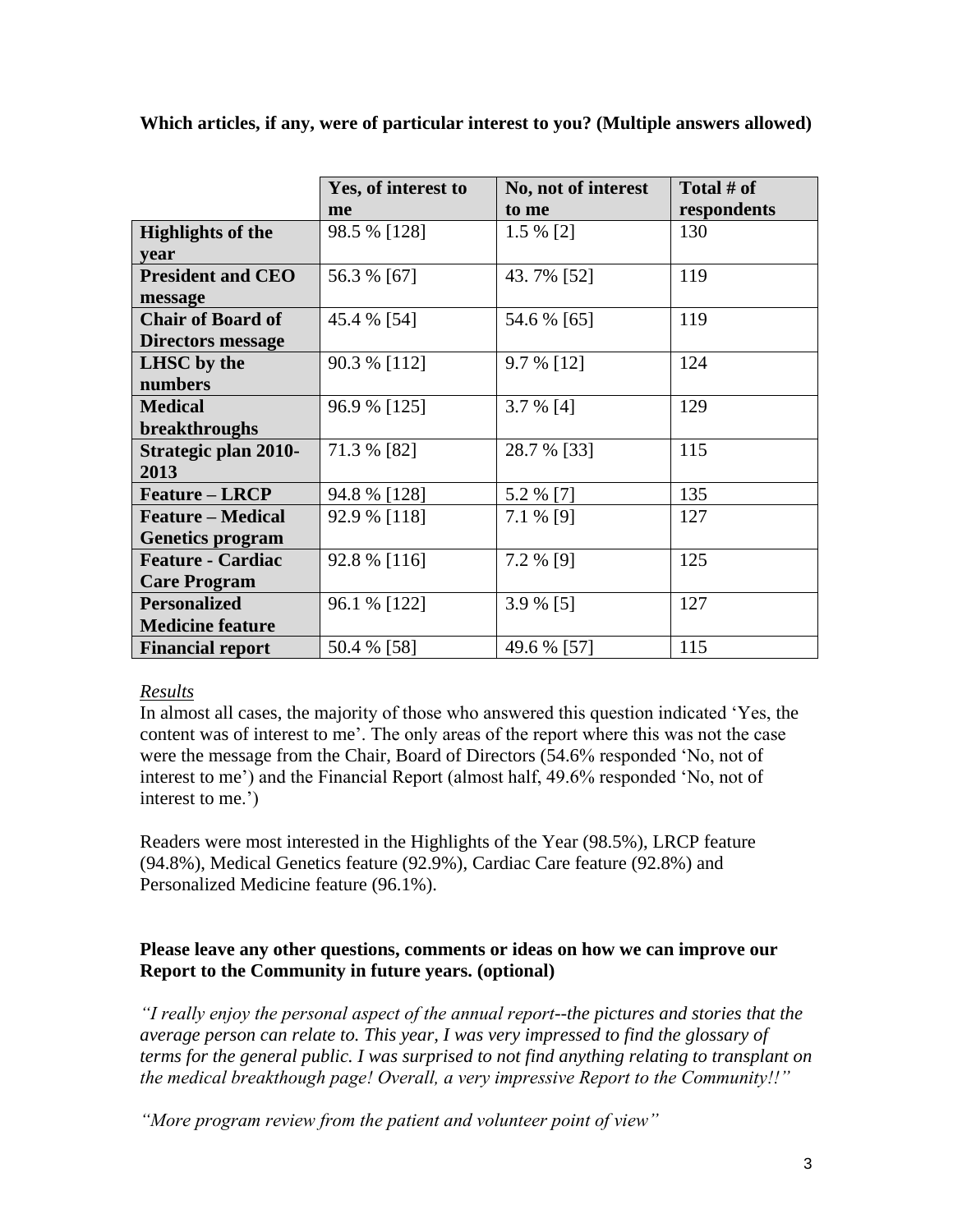**Which articles, if any, were of particular interest to you? (Multiple answers allowed)**

| | Yes, of interest to me | No, not of interest to me | Total # of respondents |
|---|---|---|---|
| **Highlights of the year** | 98.5 % [128] | 1.5 % [2] | 130 |
| **President and CEO message** | 56.3 % [67] | 43. 7% [52] | 119 |
| **Chair of Board of Directors message** | 45.4 % [54] | 54.6 % [65] | 119 |
| **LHSC by the numbers** | 90.3 % [112] | 9.7 % [12] | 124 |
| **Medical breakthroughs** | 96.9 % [125] | 3.7 % [4] | 129 |
| **Strategic plan 2010-2013** | 71.3 % [82] | 28.7 % [33] | 115 |
| **Feature – LRCP** | 94.8 % [128] | 5.2 % [7] | 135 |
| **Feature – Medical Genetics program** | 92.9 % [118] | 7.1 % [9] | 127 |
| **Feature - Cardiac Care Program** | 92.8 % [116] | 7.2 % [9] | 125 |
| **Personalized Medicine feature** | 96.1 % [122] | 3.9 % [5] | 127 |
| **Financial report** | 50.4 % [58] | 49.6 % [57] | 115 |

*Results*

In almost all cases, the majority of those who answered this question indicated 'Yes, the content was of interest to me'. The only areas of the report where this was not the case were the message from the Chair, Board of Directors (54.6% responded 'No, not of interest to me') and the Financial Report (almost half, 49.6% responded 'No, not of interest to me.')

Readers were most interested in the Highlights of the Year (98.5%), LRCP feature (94.8%), Medical Genetics feature (92.9%), Cardiac Care feature (92.8%) and Personalized Medicine feature (96.1%).

**Please leave any other questions, comments or ideas on how we can improve our Report to the Community in future years. (optional)**

*"I really enjoy the personal aspect of the annual report--the pictures and stories that the average person can relate to. This year, I was very impressed to find the glossary of terms for the general public. I was surprised to not find anything relating to transplant on the medical breakthough page! Overall, a very impressive Report to the Community!!"*

*"More program review from the patient and volunteer point of view"*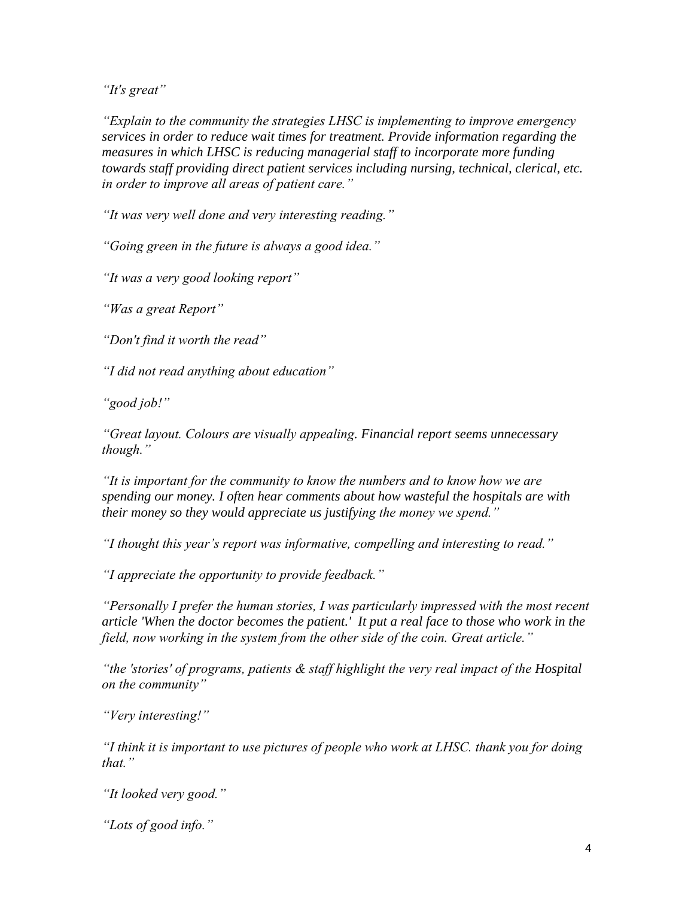*"It's great"*

*"Explain to the community the strategies LHSC is implementing to improve emergency services in order to reduce wait times for treatment. Provide information regarding the measures in which LHSC is reducing managerial staff to incorporate more funding towards staff providing direct patient services including nursing, technical, clerical, etc. in order to improve all areas of patient care."*

*"It was very well done and very interesting reading."*

*"Going green in the future is always a good idea."*

*"It was a very good looking report"*

*"Was a great Report"*

*"Don't find it worth the read"*

*"I did not read anything about education"*

*"good job!"*

*"Great layout. Colours are visually appealing. Financial report seems unnecessary though."*

*"It is important for the community to know the numbers and to know how we are spending our money. I often hear comments about how wasteful the hospitals are with their money so they would appreciate us justifying the money we spend."*

*"I thought this year's report was informative, compelling and interesting to read."*

*"I appreciate the opportunity to provide feedback."*

*"Personally I prefer the human stories, I was particularly impressed with the most recent article 'When the doctor becomes the patient.' It put a real face to those who work in the field, now working in the system from the other side of the coin. Great article."*

*"the 'stories' of programs, patients & staff highlight the very real impact of the Hospital on the community"*

*"Very interesting!"*

*"I think it is important to use pictures of people who work at LHSC. thank you for doing that."*

*"It looked very good."*

*"Lots of good info."*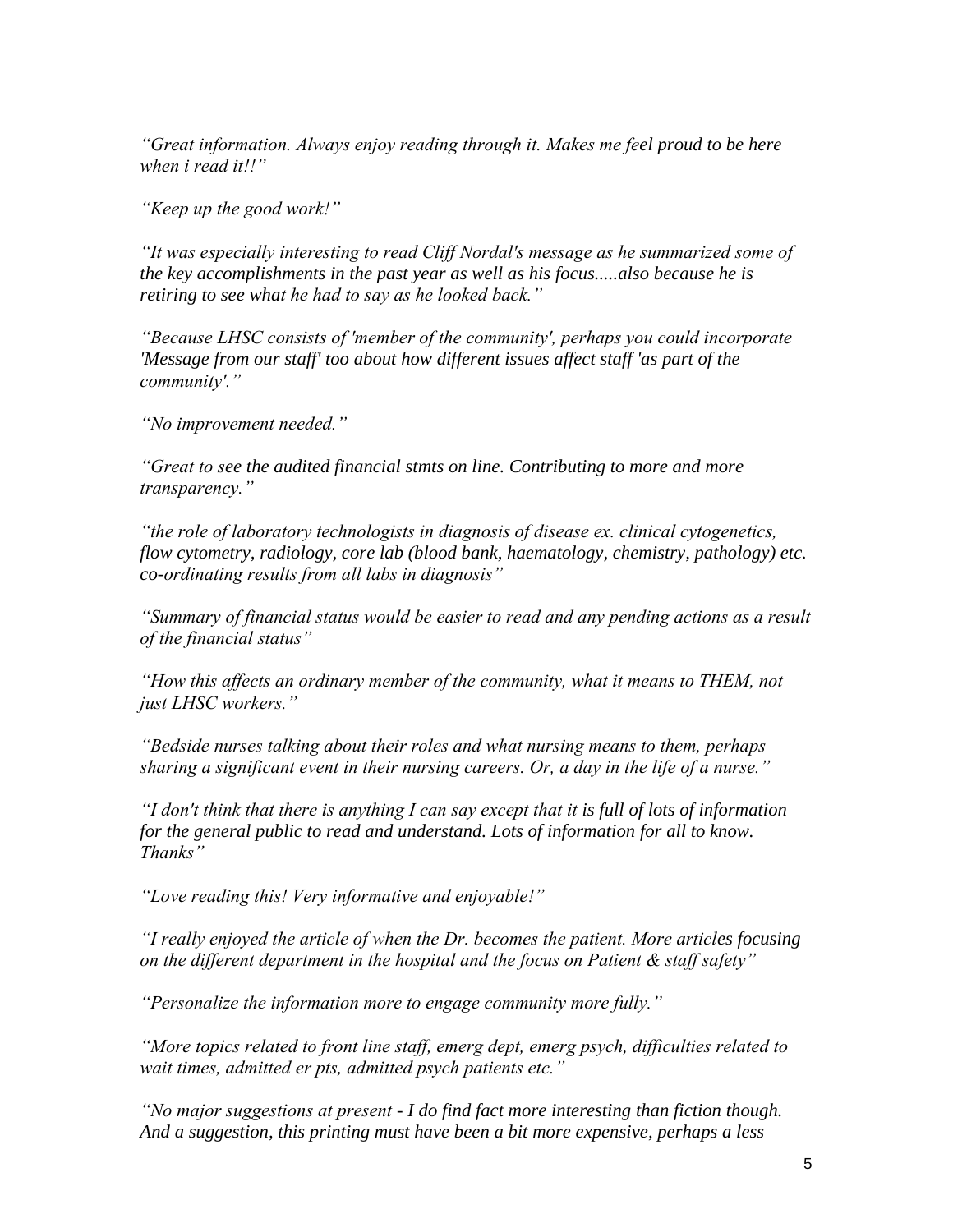*"Great information. Always enjoy reading through it. Makes me feel proud to be here when i read it!!"*

*"Keep up the good work!"*

*"It was especially interesting to read Cliff Nordal's message as he summarized some of the key accomplishments in the past year as well as his focus.....also because he is retiring to see what he had to say as he looked back."*

*"Because LHSC consists of 'member of the community', perhaps you could incorporate 'Message from our staff' too about how different issues affect staff 'as part of the community'."*

*"No improvement needed."*

*"Great to see the audited financial stmts on line. Contributing to more and more transparency."*

*"the role of laboratory technologists in diagnosis of disease ex. clinical cytogenetics, flow cytometry, radiology, core lab (blood bank, haematology, chemistry, pathology) etc. co-ordinating results from all labs in diagnosis"*

*"Summary of financial status would be easier to read and any pending actions as a result of the financial status"*

*"How this affects an ordinary member of the community, what it means to THEM, not just LHSC workers."*

*"Bedside nurses talking about their roles and what nursing means to them, perhaps sharing a significant event in their nursing careers. Or, a day in the life of a nurse."*

*"I don't think that there is anything I can say except that it is full of lots of information for the general public to read and understand. Lots of information for all to know. Thanks"*

*"Love reading this! Very informative and enjoyable!"*

*"I really enjoyed the article of when the Dr. becomes the patient. More articles focusing on the different department in the hospital and the focus on Patient & staff safety"*

*"Personalize the information more to engage community more fully."*

*"More topics related to front line staff, emerg dept, emerg psych, difficulties related to wait times, admitted er pts, admitted psych patients etc."*

*"No major suggestions at present - I do find fact more interesting than fiction though. And a suggestion, this printing must have been a bit more expensive, perhaps a less*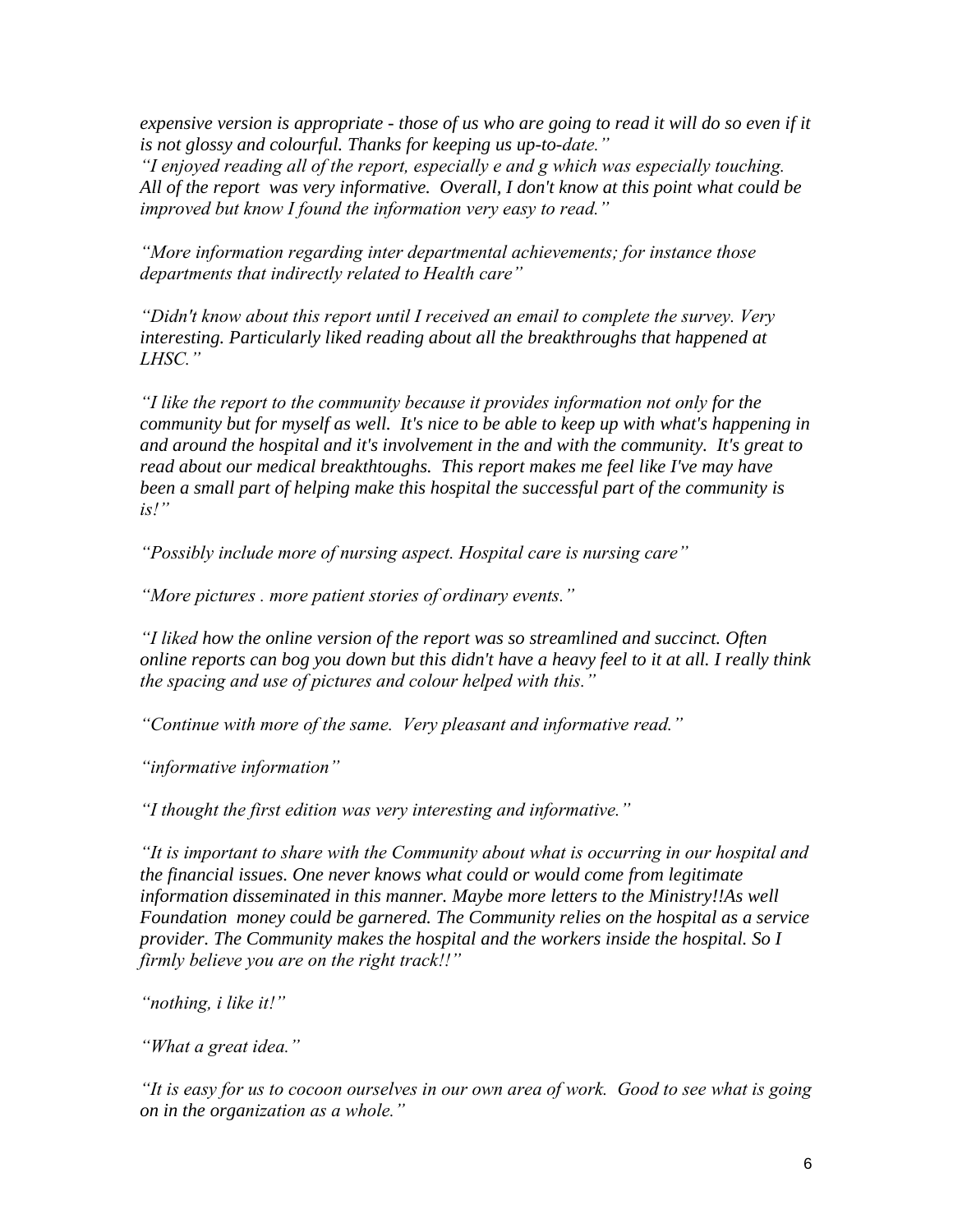*expensive version is appropriate - those of us who are going to read it will do so even if it is not glossy and colourful. Thanks for keeping us up-to-date."*

*"I enjoyed reading all of the report, especially e and g which was especially touching. All of the report was very informative. Overall, I don't know at this point what could be improved but know I found the information very easy to read."*

*"More information regarding inter departmental achievements; for instance those departments that indirectly related to Health care"*

*"Didn't know about this report until I received an email to complete the survey. Very interesting. Particularly liked reading about all the breakthroughs that happened at LHSC."*

*"I like the report to the community because it provides information not only for the community but for myself as well. It's nice to be able to keep up with what's happening in and around the hospital and it's involvement in the and with the community. It's great to read about our medical breakthtoughs. This report makes me feel like I've may have been a small part of helping make this hospital the successful part of the community is is!"*

*"Possibly include more of nursing aspect. Hospital care is nursing care"*

*"More pictures . more patient stories of ordinary events."*

*"I liked how the online version of the report was so streamlined and succinct. Often online reports can bog you down but this didn't have a heavy feel to it at all. I really think the spacing and use of pictures and colour helped with this."*

*"Continue with more of the same. Very pleasant and informative read."*

*"informative information"*

*"I thought the first edition was very interesting and informative."*

*"It is important to share with the Community about what is occurring in our hospital and the financial issues. One never knows what could or would come from legitimate information disseminated in this manner. Maybe more letters to the Ministry!!As well Foundation money could be garnered. The Community relies on the hospital as a service provider. The Community makes the hospital and the workers inside the hospital. So I firmly believe you are on the right track!!"*

*"nothing, i like it!"*

*"What a great idea."*

*"It is easy for us to cocoon ourselves in our own area of work. Good to see what is going on in the organization as a whole."*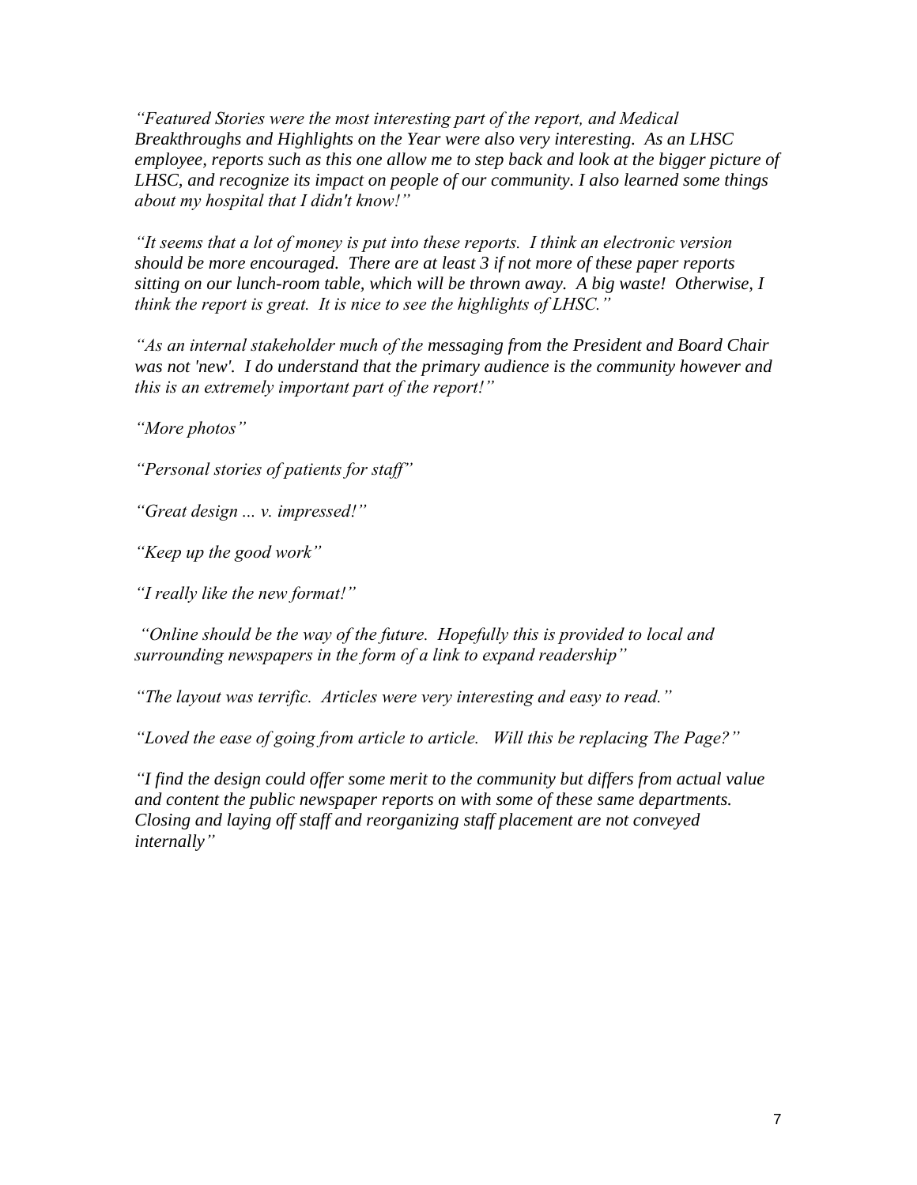*"Featured Stories were the most interesting part of the report, and Medical Breakthroughs and Highlights on the Year were also very interesting. As an LHSC employee, reports such as this one allow me to step back and look at the bigger picture of LHSC, and recognize its impact on people of our community. I also learned some things about my hospital that I didn't know!"*

*"It seems that a lot of money is put into these reports. I think an electronic version should be more encouraged. There are at least 3 if not more of these paper reports sitting on our lunch-room table, which will be thrown away. A big waste! Otherwise, I think the report is great. It is nice to see the highlights of LHSC."*

*"As an internal stakeholder much of the messaging from the President and Board Chair was not 'new'. I do understand that the primary audience is the community however and this is an extremely important part of the report!"*

*"More photos"*

*"Personal stories of patients for staff"*

*"Great design ... v. impressed!"*

*"Keep up the good work"*

*"I really like the new format!"*

*"Online should be the way of the future. Hopefully this is provided to local and surrounding newspapers in the form of a link to expand readership"*

*"The layout was terrific. Articles were very interesting and easy to read."*

*"Loved the ease of going from article to article. Will this be replacing The Page?"*

*"I find the design could offer some merit to the community but differs from actual value and content the public newspaper reports on with some of these same departments. Closing and laying off staff and reorganizing staff placement are not conveyed internally"*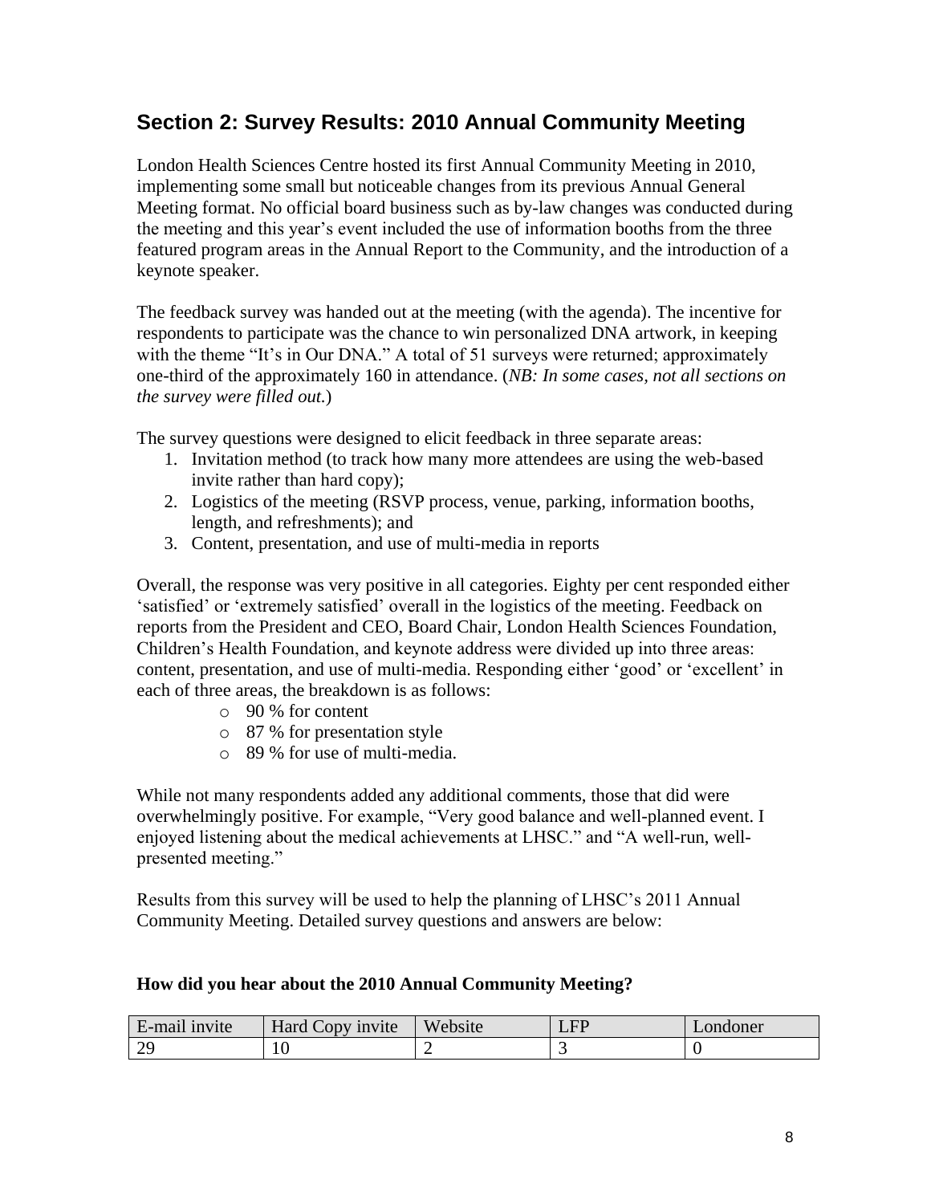## Section 2: Survey Results: 2010 Annual Community Meeting

London Health Sciences Centre hosted its first Annual Community Meeting in 2010, implementing some small but noticeable changes from its previous Annual General Meeting format. No official board business such as by-law changes was conducted during the meeting and this year's event included the use of information booths from the three featured program areas in the Annual Report to the Community, and the introduction of a keynote speaker.

The feedback survey was handed out at the meeting (with the agenda). The incentive for respondents to participate was the chance to win personalized DNA artwork, in keeping with the theme "It's in Our DNA." A total of 51 surveys were returned; approximately one-third of the approximately 160 in attendance. (*NB: In some cases, not all sections on the survey were filled out.*)

The survey questions were designed to elicit feedback in three separate areas:

1. Invitation method (to track how many more attendees are using the web-based invite rather than hard copy);
2. Logistics of the meeting (RSVP process, venue, parking, information booths, length, and refreshments); and
3. Content, presentation, and use of multi-media in reports

Overall, the response was very positive in all categories. Eighty per cent responded either 'satisfied' or 'extremely satisfied' overall in the logistics of the meeting. Feedback on reports from the President and CEO, Board Chair, London Health Sciences Foundation, Children's Health Foundation, and keynote address were divided up into three areas: content, presentation, and use of multi-media. Responding either 'good' or 'excellent' in each of three areas, the breakdown is as follows:

- 90 % for content
- 87 % for presentation style
- 89 % for use of multi-media.

While not many respondents added any additional comments, those that did were overwhelmingly positive. For example, "Very good balance and well-planned event. I enjoyed listening about the medical achievements at LHSC." and "A well-run, well-presented meeting."

Results from this survey will be used to help the planning of LHSC's 2011 Annual Community Meeting. Detailed survey questions and answers are below:

**How did you hear about the 2010 Annual Community Meeting?**

| E-mail invite | Hard Copy invite | Website | LFP | Londoner |
|---|---|---|---|---|
| 29 | 10 | 2 | 3 | 0 |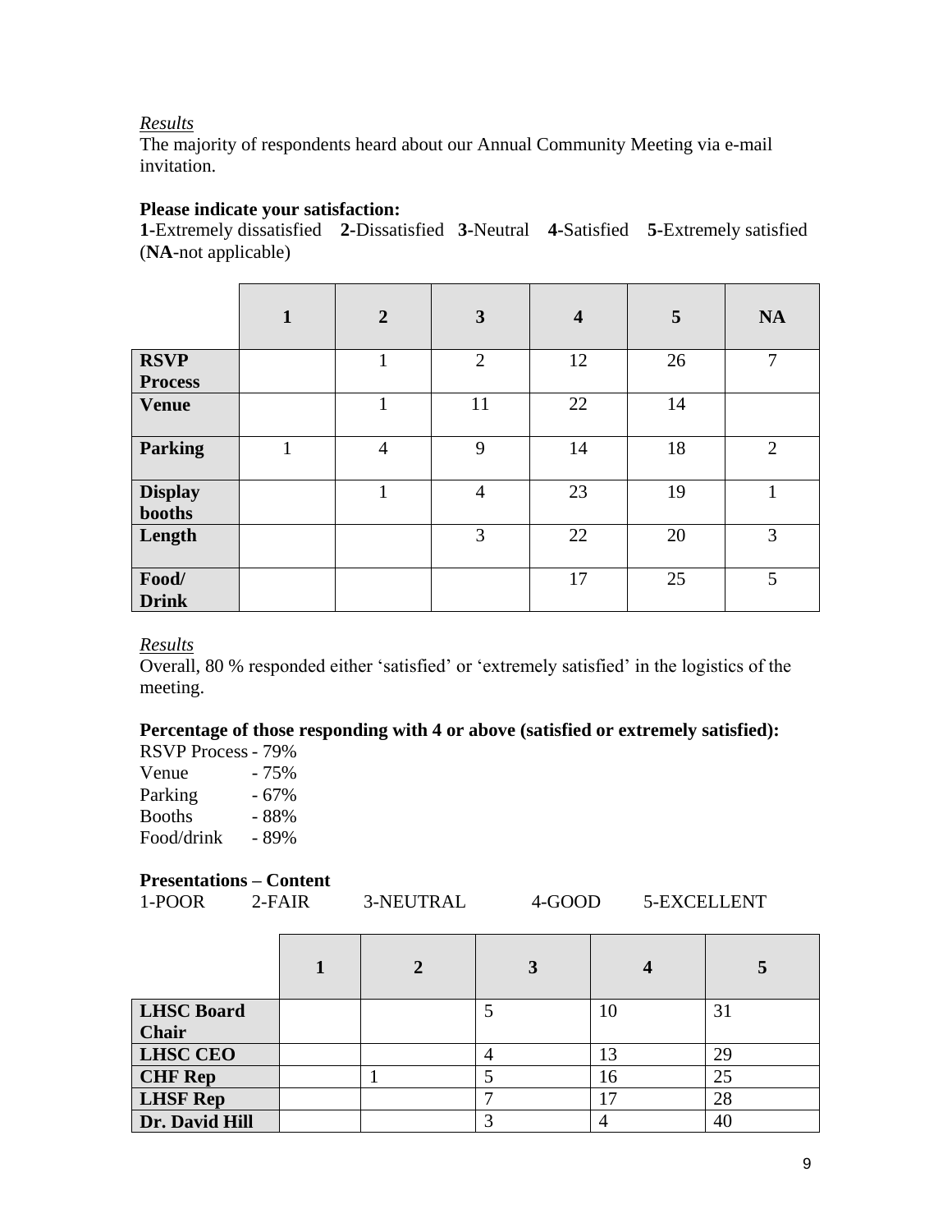*Results*
The majority of respondents heard about our Annual Community Meeting via e-mail invitation.

**Please indicate your satisfaction:**
**1**-Extremely dissatisfied **2**-Dissatisfied **3**-Neutral **4**-Satisfied **5**-Extremely satisfied (**NA**-not applicable)

| | **1** | **2** | **3** | **4** | **5** | **NA** |
|---|---|---|---|---|---|---|
| **RSVP Process** | | 1 | 2 | 12 | 26 | 7 |
| **Venue** | | 1 | 11 | 22 | 14 | |
| **Parking** | 1 | 4 | 9 | 14 | 18 | 2 |
| **Display booths** | | 1 | 4 | 23 | 19 | 1 |
| **Length** | | | 3 | 22 | 20 | 3 |
| **Food/ Drink** | | | | 17 | 25 | 5 |

*Results*
Overall, 80 % responded either 'satisfied' or 'extremely satisfied' in the logistics of the meeting.

**Percentage of those responding with 4 or above (satisfied or extremely satisfied):**

RSVP Process - 79%
Venue - 75%
Parking - 67%
Booths - 88%
Food/drink - 89%

**Presentations – Content**
1-POOR 2-FAIR 3-NEUTRAL 4-GOOD 5-EXCELLENT

| | **1** | **2** | **3** | **4** | **5** |
|---|---|---|---|---|---|
| **LHSC Board Chair** | | | 5 | 10 | 31 |
| **LHSC CEO** | | | 4 | 13 | 29 |
| **CHF Rep** | | 1 | 5 | 16 | 25 |
| **LHSF Rep** | | | 7 | 17 | 28 |
| **Dr. David Hill** | | | 3 | 4 | 40 |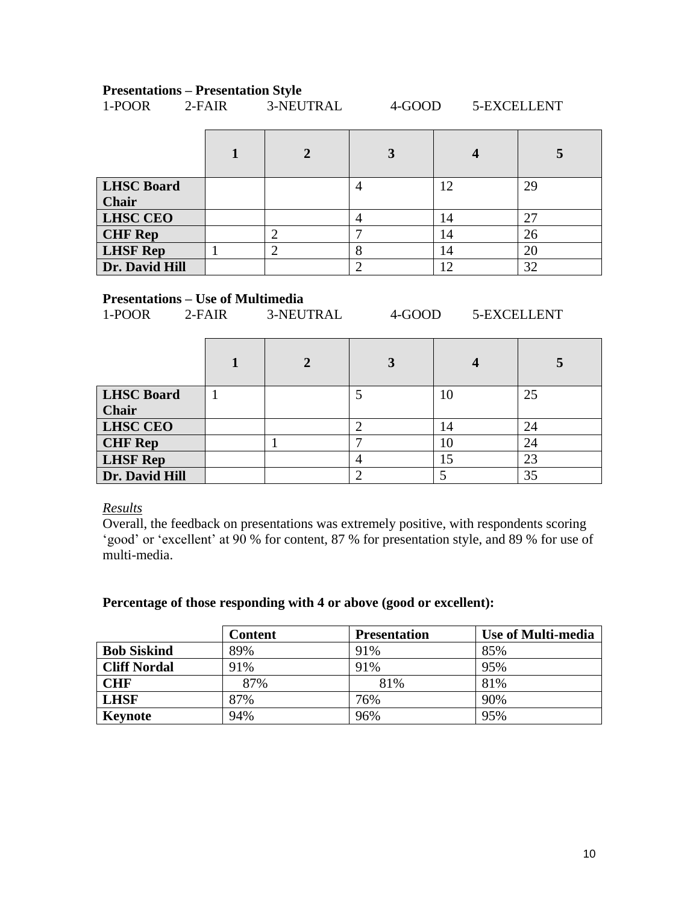**Presentations – Presentation Style**

1-POOR 2-FAIR 3-NEUTRAL 4-GOOD 5-EXCELLENT

| | 1 | 2 | 3 | 4 | 5 |
|---|---|---|---|---|---|
| **LHSC Board Chair** | | | 4 | 12 | 29 |
| **LHSC CEO** | | | 4 | 14 | 27 |
| **CHF Rep** | | 2 | 7 | 14 | 26 |
| **LHSF Rep** | 1 | 2 | 8 | 14 | 20 |
| **Dr. David Hill** | | | 2 | 12 | 32 |

**Presentations – Use of Multimedia**

1-POOR 2-FAIR 3-NEUTRAL 4-GOOD 5-EXCELLENT

| | 1 | 2 | 3 | 4 | 5 |
|---|---|---|---|---|---|
| **LHSC Board Chair** | 1 | | 5 | 10 | 25 |
| **LHSC CEO** | | | 2 | 14 | 24 |
| **CHF Rep** | | 1 | 7 | 10 | 24 |
| **LHSF Rep** | | | 4 | 15 | 23 |
| **Dr. David Hill** | | | 2 | 5 | 35 |

*Results*

Overall, the feedback on presentations was extremely positive, with respondents scoring 'good' or 'excellent' at 90 % for content, 87 % for presentation style, and 89 % for use of multi-media.

**Percentage of those responding with 4 or above (good or excellent):**

| | Content | Presentation | Use of Multi-media |
|---|---|---|---|
| **Bob Siskind** | 89% | 91% | 85% |
| **Cliff Nordal** | 91% | 91% | 95% |
| **CHF** | 87% | 81% | 81% |
| **LHSF** | 87% | 76% | 90% |
| **Keynote** | 94% | 96% | 95% |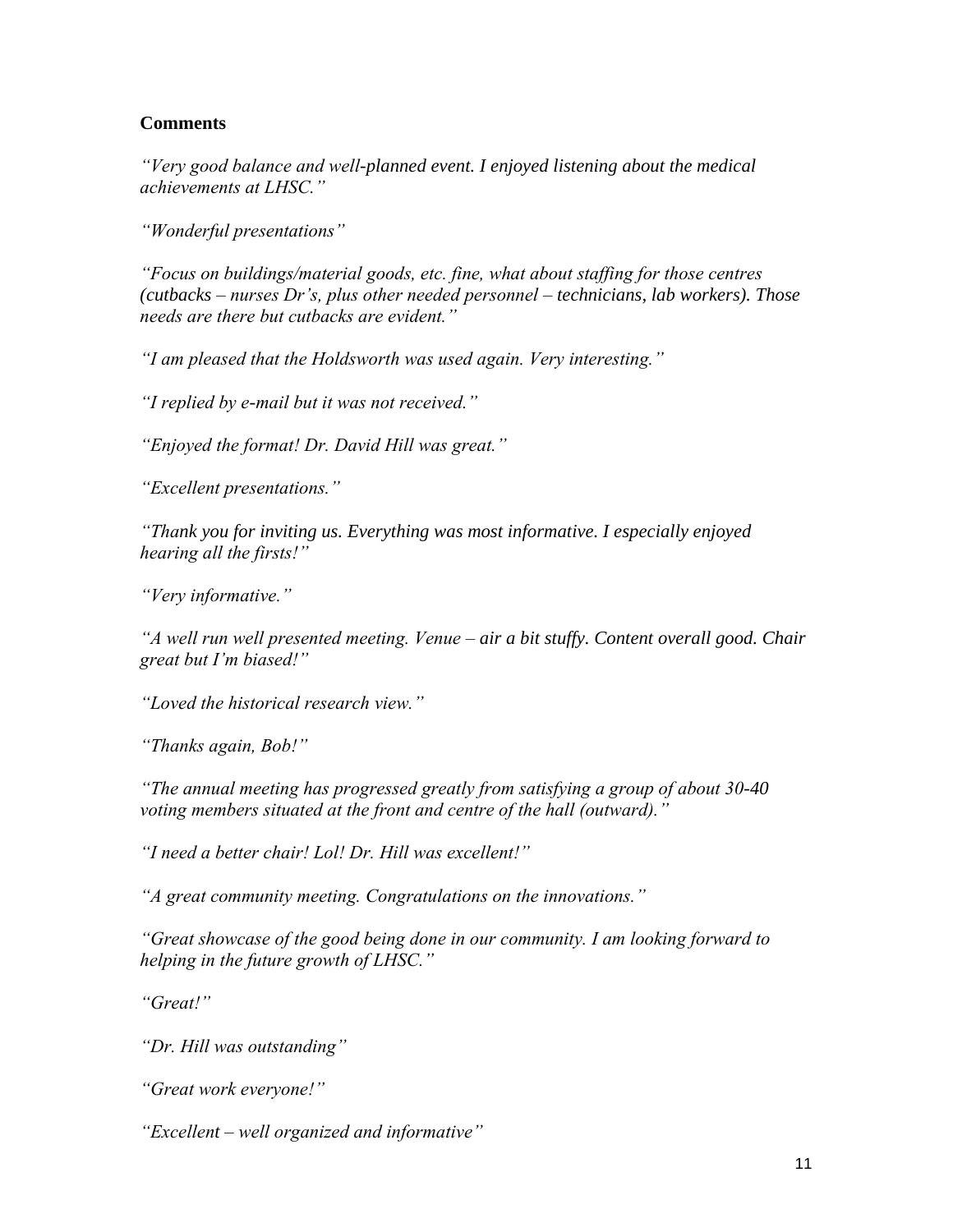**Comments**

*"Very good balance and well-planned event. I enjoyed listening about the medical achievements at LHSC."*

*"Wonderful presentations"*

*"Focus on buildings/material goods, etc. fine, what about staffing for those centres (cutbacks – nurses Dr's, plus other needed personnel – technicians, lab workers). Those needs are there but cutbacks are evident."*

*"I am pleased that the Holdsworth was used again. Very interesting."*

*"I replied by e-mail but it was not received."*

*"Enjoyed the format! Dr. David Hill was great."*

*"Excellent presentations."*

*"Thank you for inviting us. Everything was most informative. I especially enjoyed hearing all the firsts!"*

*"Very informative."*

*"A well run well presented meeting. Venue – air a bit stuffy. Content overall good. Chair great but I'm biased!"*

*"Loved the historical research view."*

*"Thanks again, Bob!"*

*"The annual meeting has progressed greatly from satisfying a group of about 30-40 voting members situated at the front and centre of the hall (outward)."*

*"I need a better chair! Lol! Dr. Hill was excellent!"*

*"A great community meeting. Congratulations on the innovations."*

*"Great showcase of the good being done in our community. I am looking forward to helping in the future growth of LHSC."*

*"Great!"*

*"Dr. Hill was outstanding"*

*"Great work everyone!"*

*"Excellent – well organized and informative"*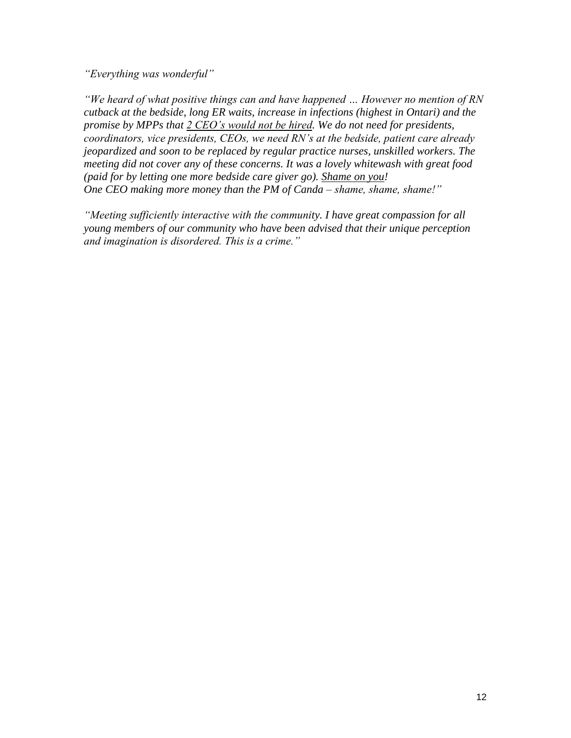*"Everything was wonderful"*

*"We heard of what positive things can and have happened … However no mention of RN cutback at the bedside, long ER waits, increase in infections (highest in Ontari) and the promise by MPPs that <u>2 CEO's would not be hired</u>. We do not need for presidents, coordinators, vice presidents, CEOs, we need RN's at the bedside, patient care already jeopardized and soon to be replaced by regular practice nurses, unskilled workers. The meeting did not cover any of these concerns. It was a lovely whitewash with great food (paid for by letting one more bedside care giver go). <u>Shame on you</u>!*
*One CEO making more money than the PM of Canda – shame, shame, shame!"*

*"Meeting sufficiently interactive with the community. I have great compassion for all young members of our community who have been advised that their unique perception and imagination is disordered. This is a crime."*